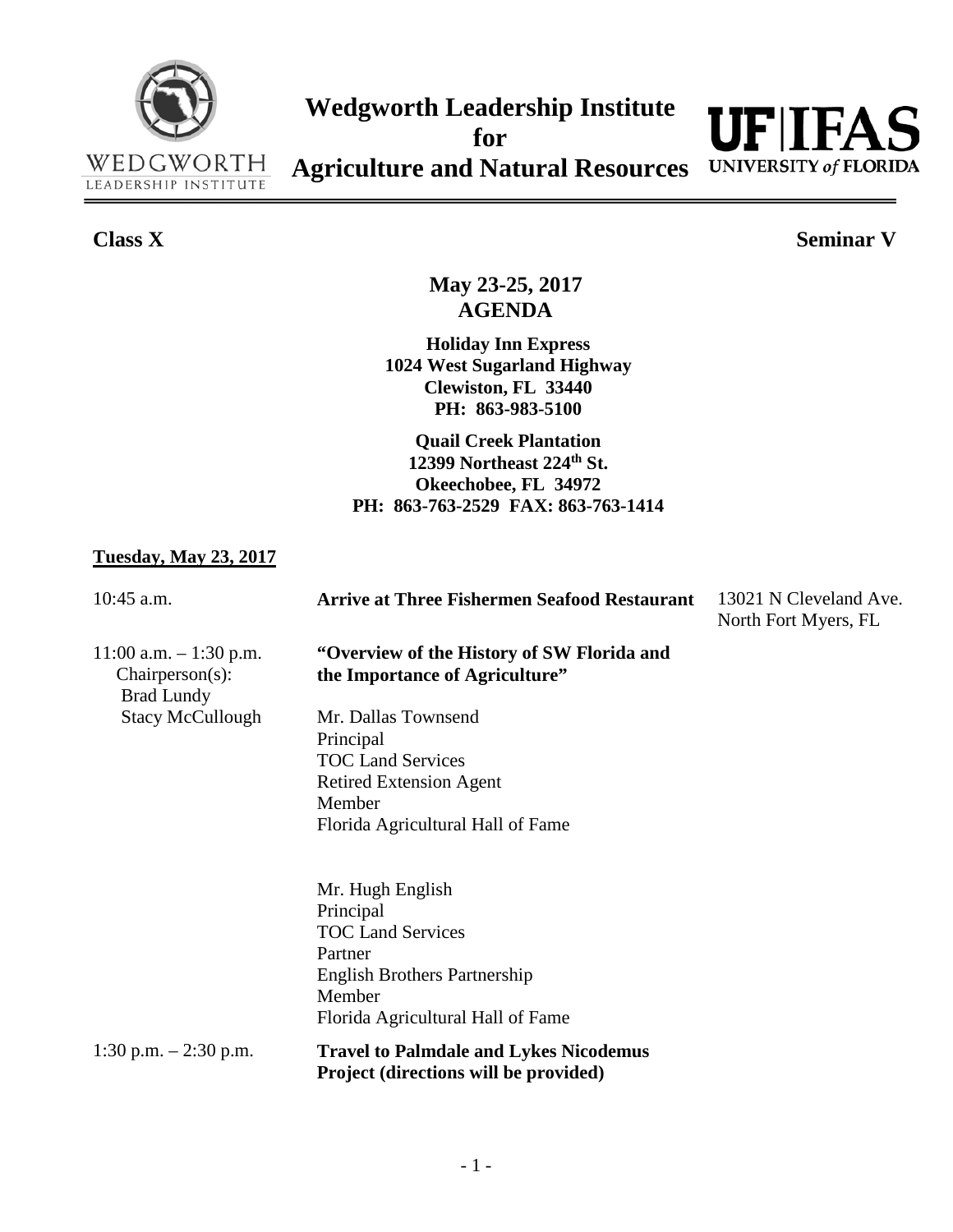# Wedgworth Leadership Institute for Agriculture and Natural Resources

**Class X** **Seminar V**

## May 23-25, 2017
## AGENDA

**Holiday Inn Express**
**1024 West Sugarland Highway**
**Clewiston, FL 33440**
**PH: 863-983-5100**

**Quail Creek Plantation**
**12399 Northeast 224th St.**
**Okeechobee, FL 34972**
**PH: 863-763-2529 FAX: 863-763-1414**

**Tuesday, May 23, 2017**

10:45 a.m. — **Arrive at Three Fishermen Seafood Restaurant** — 13021 N Cleveland Ave. North Fort Myers, FL

11:00 a.m. – 1:30 p.m. — **"Overview of the History of SW Florida and the Importance of Agriculture"**

Chairperson(s):
Brad Lundy
Stacy McCullough

Mr. Dallas Townsend
Principal
TOC Land Services
Retired Extension Agent
Member
Florida Agricultural Hall of Fame

Mr. Hugh English
Principal
TOC Land Services
Partner
English Brothers Partnership
Member
Florida Agricultural Hall of Fame

1:30 p.m. – 2:30 p.m. — **Travel to Palmdale and Lykes Nicodemus Project (directions will be provided)**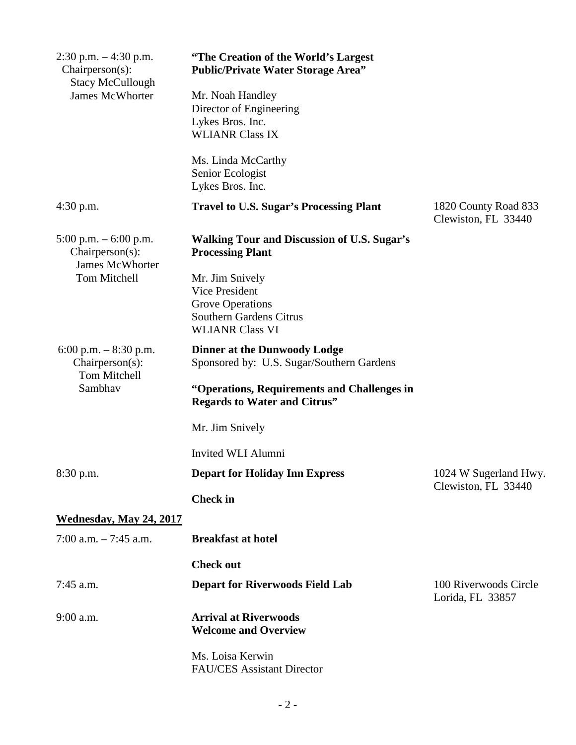| | | |
|---|---|---|
| 2:30 p.m. – 4:30 p.m.<br>Chairperson(s):<br>Stacy McCullough<br>James McWhorter | **"The Creation of the World's Largest Public/Private Water Storage Area"**<br><br>Mr. Noah Handley<br>Director of Engineering<br>Lykes Bros. Inc.<br>WLIANR Class IX<br><br>Ms. Linda McCarthy<br>Senior Ecologist<br>Lykes Bros. Inc. | |
| 4:30 p.m. | **Travel to U.S. Sugar's Processing Plant** | 1820 County Road 833<br>Clewiston, FL 33440 |
| 5:00 p.m. – 6:00 p.m.<br>Chairperson(s):<br>James McWhorter<br>Tom Mitchell | **Walking Tour and Discussion of U.S. Sugar's Processing Plant**<br><br>Mr. Jim Snively<br>Vice President<br>Grove Operations<br>Southern Gardens Citrus<br>WLIANR Class VI | |
| 6:00 p.m. – 8:30 p.m.<br>Chairperson(s):<br>Tom Mitchell<br>Sambhav | **Dinner at the Dunwoody Lodge**<br>Sponsored by: U.S. Sugar/Southern Gardens<br><br>**"Operations, Requirements and Challenges in Regards to Water and Citrus"**<br><br>Mr. Jim Snively<br><br>Invited WLI Alumni | |
| 8:30 p.m. | **Depart for Holiday Inn Express**<br><br>**Check in** | 1024 W Sugerland Hwy.<br>Clewiston, FL 33440 |

**<u>Wednesday, May 24, 2017</u>**

| | | |
|---|---|---|
| 7:00 a.m. – 7:45 a.m. | **Breakfast at hotel**<br><br>**Check out** | |
| 7:45 a.m. | **Depart for Riverwoods Field Lab** | 100 Riverwoods Circle<br>Lorida, FL 33857 |
| 9:00 a.m. | **Arrival at Riverwoods**<br>**Welcome and Overview**<br><br>Ms. Loisa Kerwin<br>FAU/CES Assistant Director | |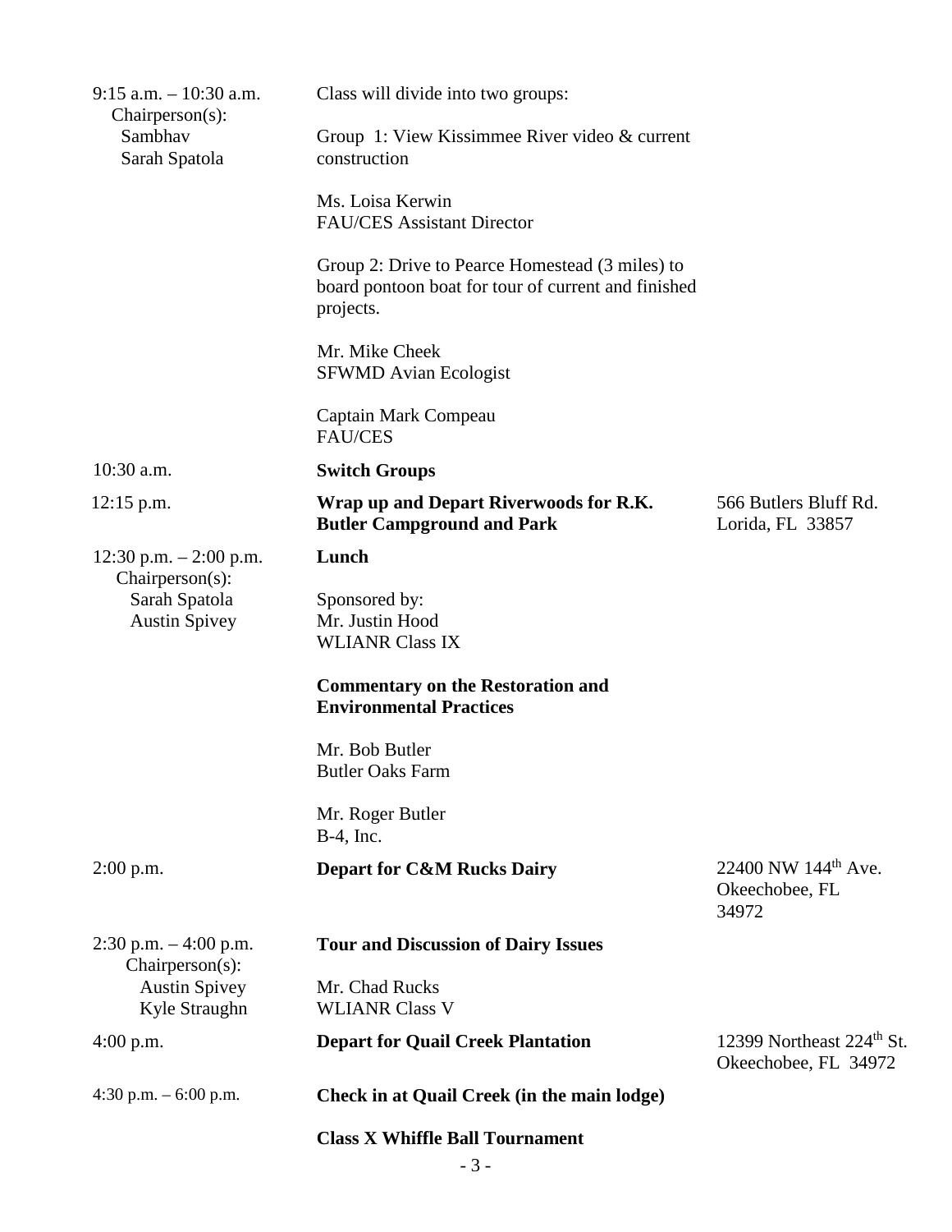| Time | Activity | Location |
| --- | --- | --- |
| 9:15 a.m. – 10:30 a.m.<br>Chairperson(s):<br>Sambhav<br>Sarah Spatola | Class will divide into two groups:<br><br>Group 1: View Kissimmee River video & current construction<br><br>Ms. Loisa Kerwin<br>FAU/CES Assistant Director<br><br>Group 2: Drive to Pearce Homestead (3 miles) to board pontoon boat for tour of current and finished projects.<br><br>Mr. Mike Cheek<br>SFWMD Avian Ecologist<br><br>Captain Mark Compeau<br>FAU/CES | |
| 10:30 a.m. | **Switch Groups** | |
| 12:15 p.m. | **Wrap up and Depart Riverwoods for R.K. Butler Campground and Park** | 566 Butlers Bluff Rd.<br>Lorida, FL 33857 |
| 12:30 p.m. – 2:00 p.m.<br>Chairperson(s):<br>Sarah Spatola<br>Austin Spivey | **Lunch**<br><br>Sponsored by:<br>Mr. Justin Hood<br>WLIANR Class IX<br><br>**Commentary on the Restoration and Environmental Practices**<br><br>Mr. Bob Butler<br>Butler Oaks Farm<br><br>Mr. Roger Butler<br>B-4, Inc. | |
| 2:00 p.m. | **Depart for C&M Rucks Dairy** | 22400 NW 144th Ave.<br>Okeechobee, FL 34972 |
| 2:30 p.m. – 4:00 p.m.<br>Chairperson(s):<br>Austin Spivey<br>Kyle Straughn | **Tour and Discussion of Dairy Issues**<br><br>Mr. Chad Rucks<br>WLIANR Class V | |
| 4:00 p.m. | **Depart for Quail Creek Plantation** | 12399 Northeast 224th St.<br>Okeechobee, FL 34972 |
| 4:30 p.m. – 6:00 p.m. | **Check in at Quail Creek (in the main lodge)**<br><br>**Class X Whiffle Ball Tournament** | |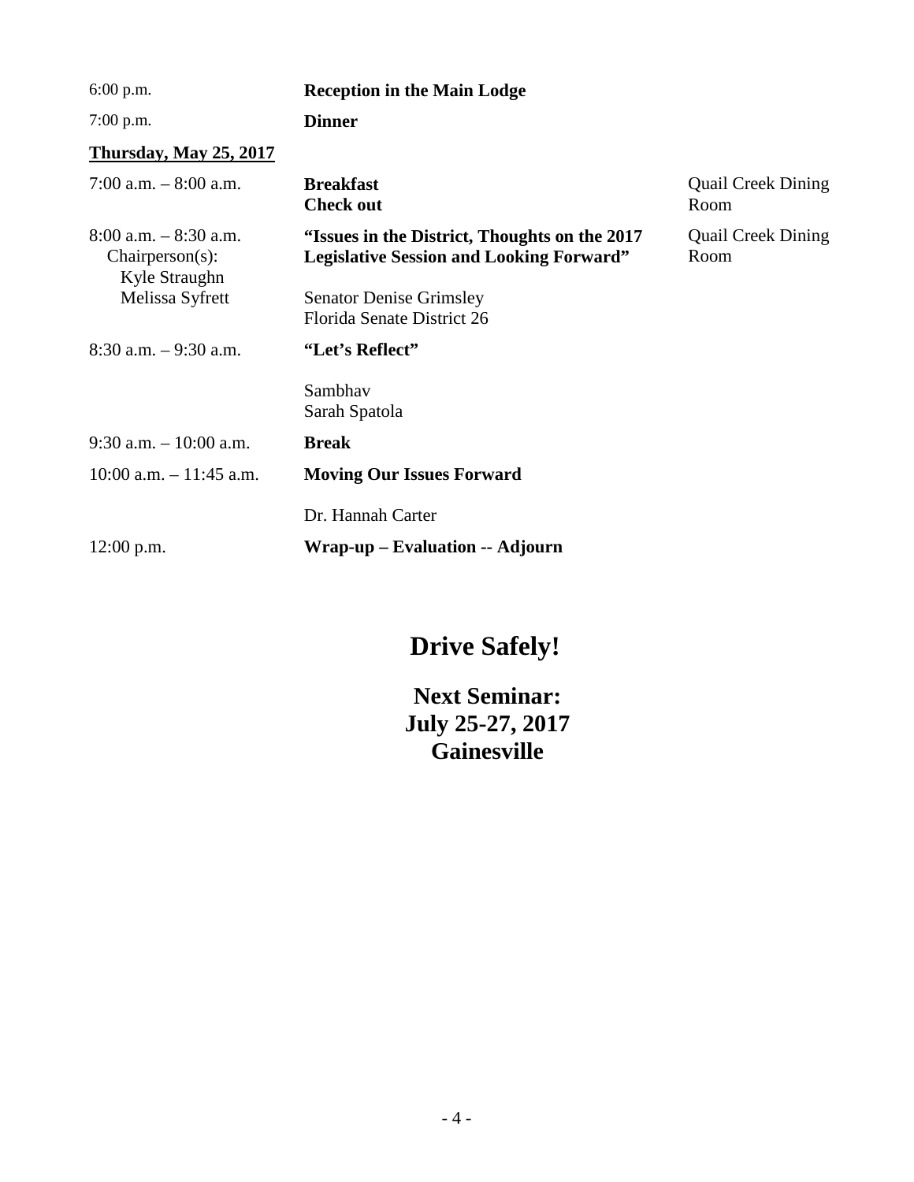| | | |
|---|---|---|
| 6:00 p.m. | **Reception in the Main Lodge** | |
| 7:00 p.m. | **Dinner** | |

**Thursday, May 25, 2017**

| | | |
|---|---|---|
| 7:00 a.m. – 8:00 a.m. | **Breakfast**<br>**Check out** | Quail Creek Dining Room |
| 8:00 a.m. – 8:30 a.m.<br>Chairperson(s):<br>Kyle Straughn<br>Melissa Syfrett | **"Issues in the District, Thoughts on the 2017 Legislative Session and Looking Forward"**<br><br>Senator Denise Grimsley<br>Florida Senate District 26 | Quail Creek Dining Room |
| 8:30 a.m. – 9:30 a.m. | **"Let's Reflect"**<br><br>Sambhav<br>Sarah Spatola | |
| 9:30 a.m. – 10:00 a.m. | **Break** | |
| 10:00 a.m. – 11:45 a.m. | **Moving Our Issues Forward**<br><br>Dr. Hannah Carter | |
| 12:00 p.m. | **Wrap-up – Evaluation -- Adjourn** | |

# Drive Safely!

## Next Seminar:
## July 25-27, 2017
## Gainesville